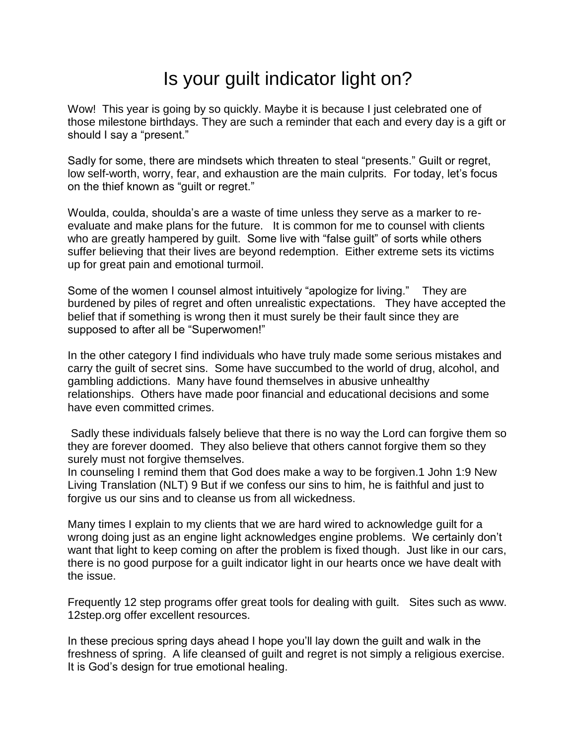# Is your guilt indicator light on?

Wow! This year is going by so quickly. Maybe it is because I just celebrated one of those milestone birthdays. They are such a reminder that each and every day is a gift or should I say a "present."

Sadly for some, there are mindsets which threaten to steal "presents." Guilt or regret, low self-worth, worry, fear, and exhaustion are the main culprits. For today, let's focus on the thief known as "guilt or regret."

Woulda, coulda, shoulda's are a waste of time unless they serve as a marker to re-evaluate and make plans for the future. It is common for me to counsel with clients who are greatly hampered by guilt. Some live with "false guilt" of sorts while others suffer believing that their lives are beyond redemption. Either extreme sets its victims up for great pain and emotional turmoil.

Some of the women I counsel almost intuitively "apologize for living." They are burdened by piles of regret and often unrealistic expectations. They have accepted the belief that if something is wrong then it must surely be their fault since they are supposed to after all be "Superwomen!"

In the other category I find individuals who have truly made some serious mistakes and carry the guilt of secret sins. Some have succumbed to the world of drug, alcohol, and gambling addictions. Many have found themselves in abusive unhealthy relationships. Others have made poor financial and educational decisions and some have even committed crimes.

Sadly these individuals falsely believe that there is no way the Lord can forgive them so they are forever doomed. They also believe that others cannot forgive them so they surely must not forgive themselves.
In counseling I remind them that God does make a way to be forgiven.1 John 1:9 New Living Translation (NLT) 9 But if we confess our sins to him, he is faithful and just to forgive us our sins and to cleanse us from all wickedness.

Many times I explain to my clients that we are hard wired to acknowledge guilt for a wrong doing just as an engine light acknowledges engine problems. We certainly don't want that light to keep coming on after the problem is fixed though. Just like in our cars, there is no good purpose for a guilt indicator light in our hearts once we have dealt with the issue.

Frequently 12 step programs offer great tools for dealing with guilt. Sites such as www.12step.org offer excellent resources.

In these precious spring days ahead I hope you'll lay down the guilt and walk in the freshness of spring. A life cleansed of guilt and regret is not simply a religious exercise. It is God's design for true emotional healing.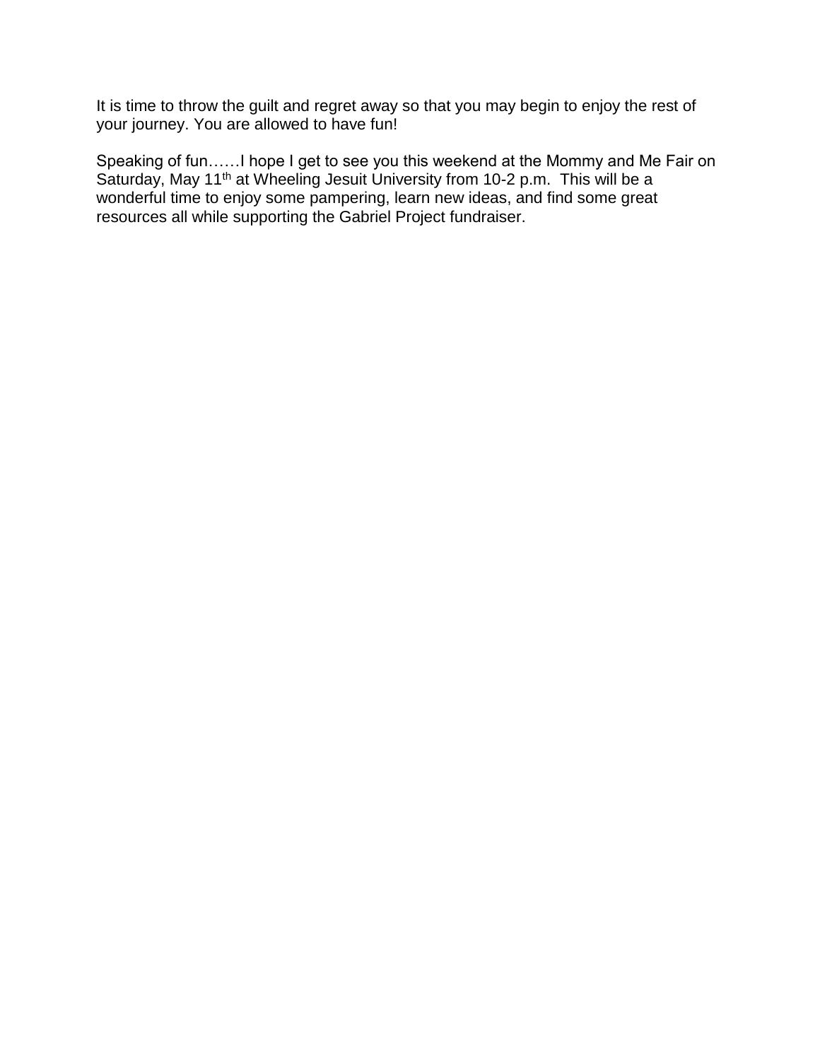It is time to throw the guilt and regret away so that you may begin to enjoy the rest of your journey. You are allowed to have fun!

Speaking of fun……I hope I get to see you this weekend at the Mommy and Me Fair on Saturday, May 11th at Wheeling Jesuit University from 10-2 p.m. This will be a wonderful time to enjoy some pampering, learn new ideas, and find some great resources all while supporting the Gabriel Project fundraiser.